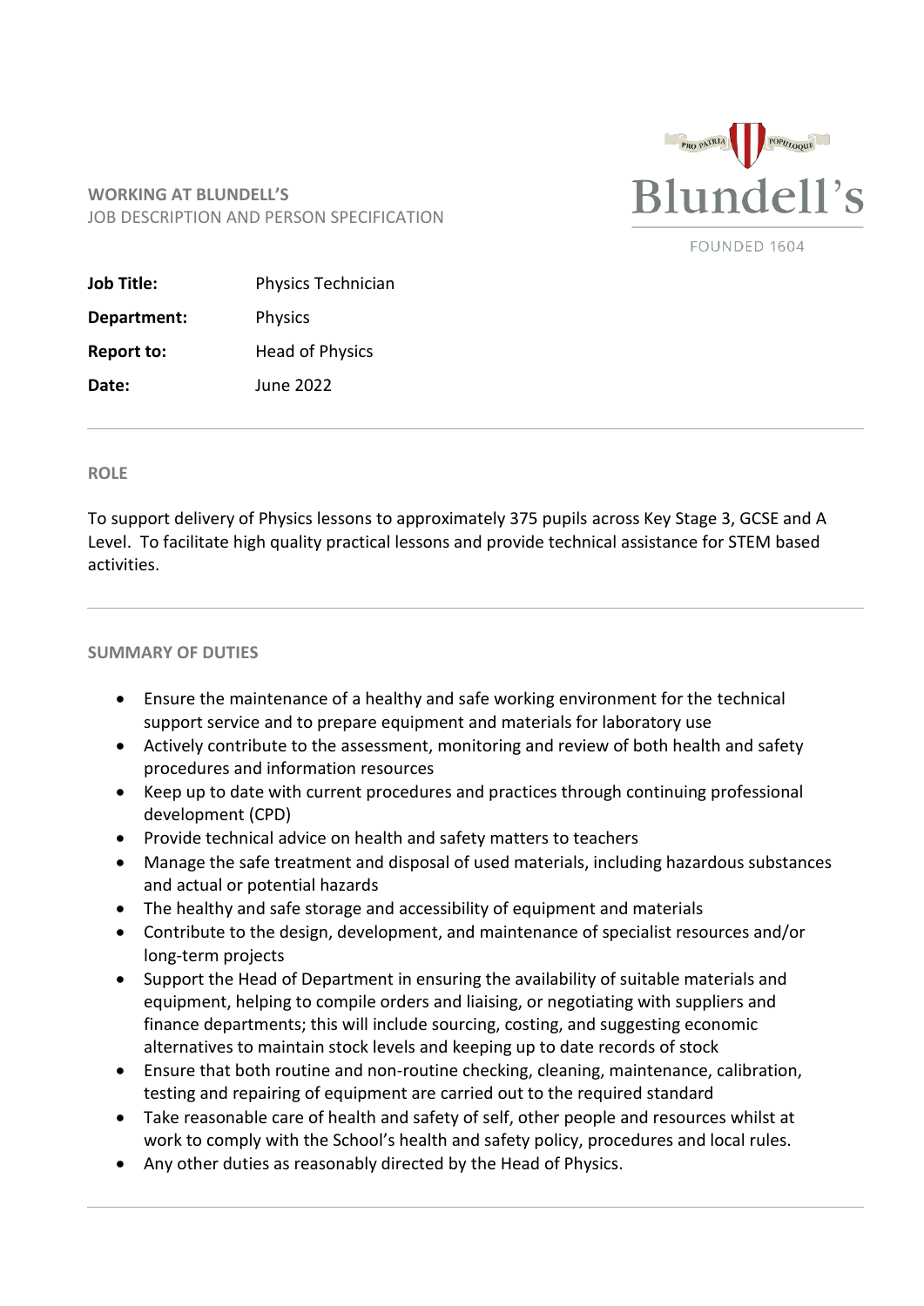**WORKING AT BLUNDELL'S**
JOB DESCRIPTION AND PERSON SPECIFICATION

Blundell's
FOUNDED 1604

| | |
|---|---|
| **Job Title:** | Physics Technician |
| **Department:** | Physics |
| **Report to:** | Head of Physics |
| **Date:** | June 2022 |

---

## ROLE

To support delivery of Physics lessons to approximately 375 pupils across Key Stage 3, GCSE and A Level. To facilitate high quality practical lessons and provide technical assistance for STEM based activities.

---

## SUMMARY OF DUTIES

- Ensure the maintenance of a healthy and safe working environment for the technical support service and to prepare equipment and materials for laboratory use
- Actively contribute to the assessment, monitoring and review of both health and safety procedures and information resources
- Keep up to date with current procedures and practices through continuing professional development (CPD)
- Provide technical advice on health and safety matters to teachers
- Manage the safe treatment and disposal of used materials, including hazardous substances and actual or potential hazards
- The healthy and safe storage and accessibility of equipment and materials
- Contribute to the design, development, and maintenance of specialist resources and/or long-term projects
- Support the Head of Department in ensuring the availability of suitable materials and equipment, helping to compile orders and liaising, or negotiating with suppliers and finance departments; this will include sourcing, costing, and suggesting economic alternatives to maintain stock levels and keeping up to date records of stock
- Ensure that both routine and non-routine checking, cleaning, maintenance, calibration, testing and repairing of equipment are carried out to the required standard
- Take reasonable care of health and safety of self, other people and resources whilst at work to comply with the School's health and safety policy, procedures and local rules.
- Any other duties as reasonably directed by the Head of Physics.

---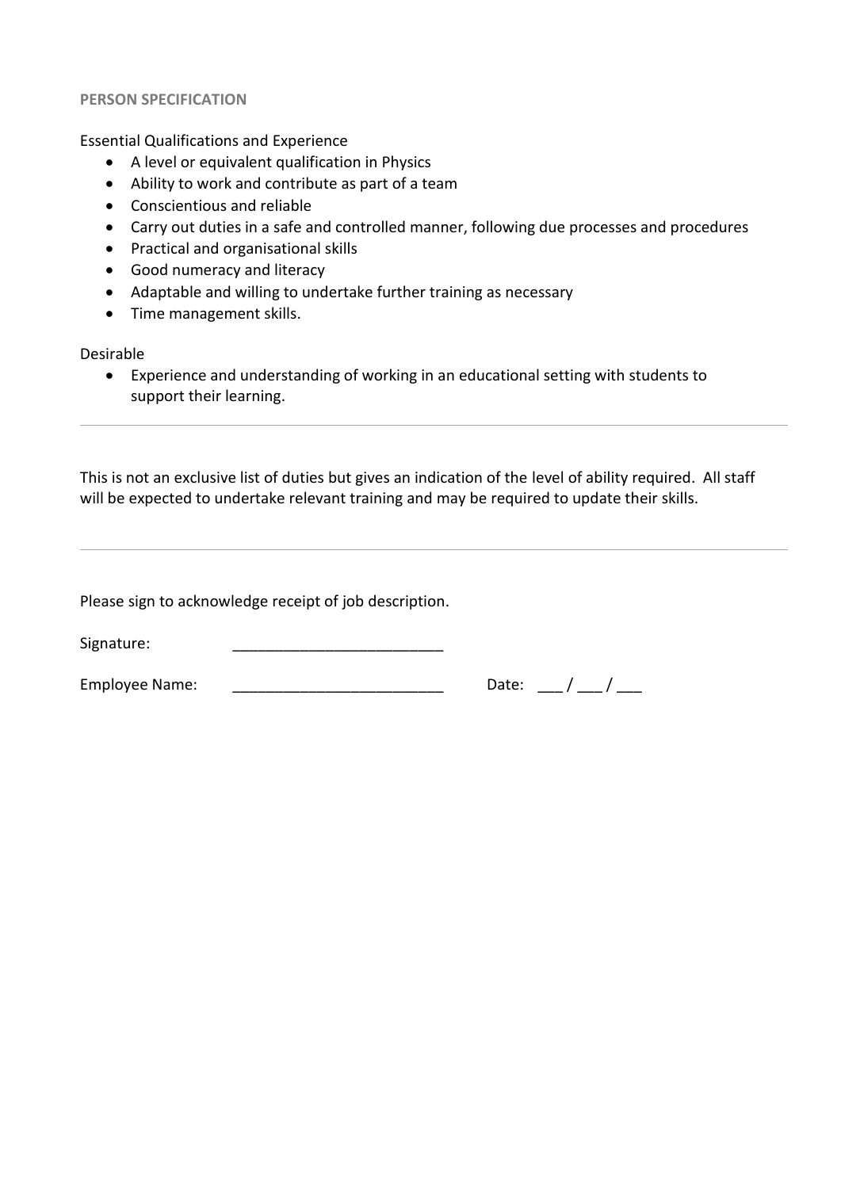**PERSON SPECIFICATION**

Essential Qualifications and Experience

- A level or equivalent qualification in Physics
- Ability to work and contribute as part of a team
- Conscientious and reliable
- Carry out duties in a safe and controlled manner, following due processes and procedures
- Practical and organisational skills
- Good numeracy and literacy
- Adaptable and willing to undertake further training as necessary
- Time management skills.

Desirable

- Experience and understanding of working in an educational setting with students to support their learning.

---

This is not an exclusive list of duties but gives an indication of the level of ability required. All staff will be expected to undertake relevant training and may be required to update their skills.

---

Please sign to acknowledge receipt of job description.

Signature: _________________________

Employee Name: _________________________ Date: ___ / ___ / ___